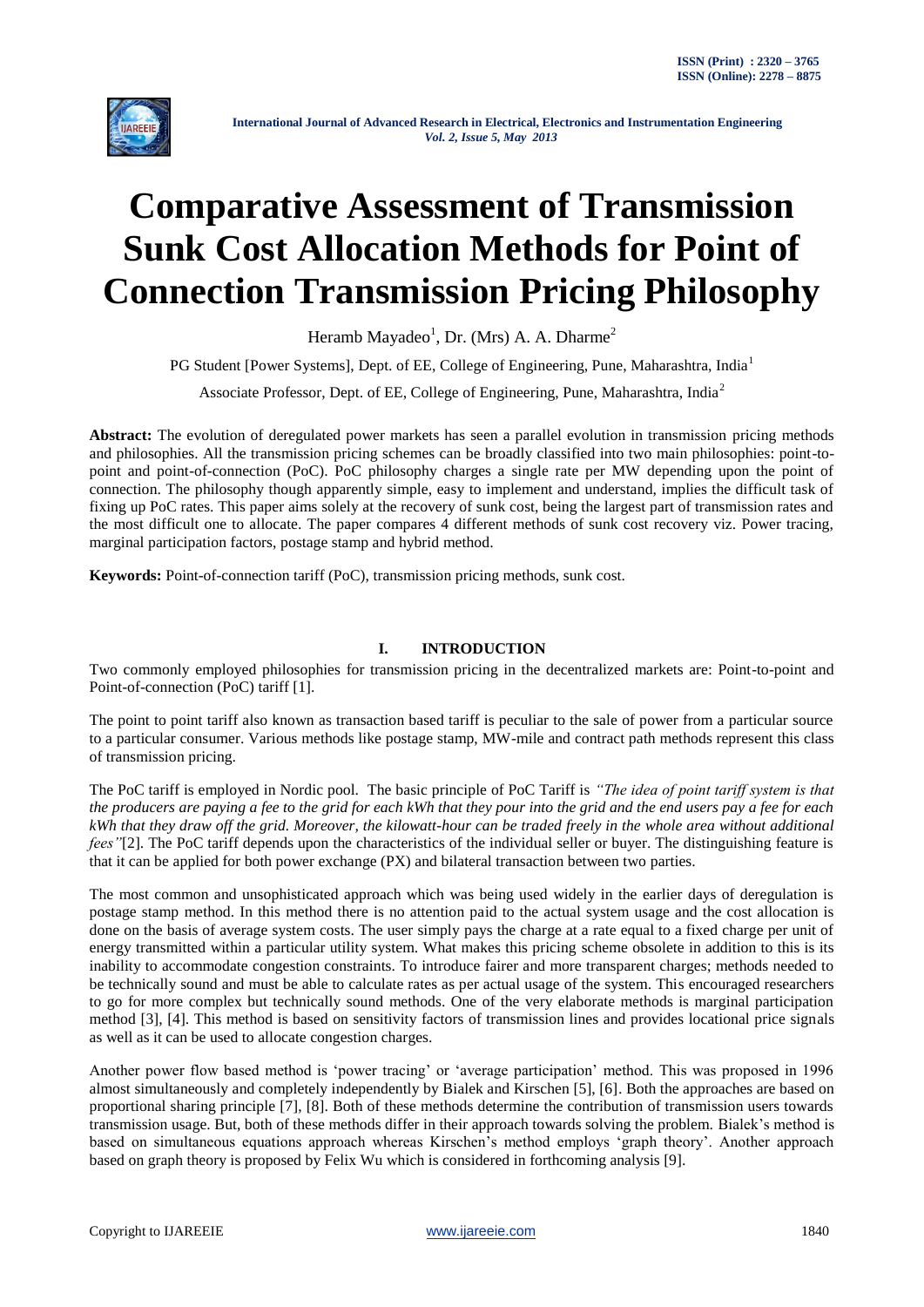# Comparative Assessment of Transmission Sunk Cost Allocation Methods for Point of Connection Transmission Pricing Philosophy

Heramb Mayadeo[1], Dr. (Mrs) A. A. Dharme[2]

PG Student [Power Systems], Dept. of EE, College of Engineering, Pune, Maharashtra, India[1]

Associate Professor, Dept. of EE, College of Engineering, Pune, Maharashtra, India[2]

**Abstract:** The evolution of deregulated power markets has seen a parallel evolution in transmission pricing methods and philosophies. All the transmission pricing schemes can be broadly classified into two main philosophies: point-to-point and point-of-connection (PoC). PoC philosophy charges a single rate per MW depending upon the point of connection. The philosophy though apparently simple, easy to implement and understand, implies the difficult task of fixing up PoC rates. This paper aims solely at the recovery of sunk cost, being the largest part of transmission rates and the most difficult one to allocate. The paper compares 4 different methods of sunk cost recovery viz. Power tracing, marginal participation factors, postage stamp and hybrid method.

**Keywords:** Point-of-connection tariff (PoC), transmission pricing methods, sunk cost.

## I. INTRODUCTION

Two commonly employed philosophies for transmission pricing in the decentralized markets are: Point-to-point and Point-of-connection (PoC) tariff [1].

The point to point tariff also known as transaction based tariff is peculiar to the sale of power from a particular source to a particular consumer. Various methods like postage stamp, MW-mile and contract path methods represent this class of transmission pricing.

The PoC tariff is employed in Nordic pool. The basic principle of PoC Tariff is *"The idea of point tariff system is that the producers are paying a fee to the grid for each kWh that they pour into the grid and the end users pay a fee for each kWh that they draw off the grid. Moreover, the kilowatt-hour can be traded freely in the whole area without additional fees"*[2]. The PoC tariff depends upon the characteristics of the individual seller or buyer. The distinguishing feature is that it can be applied for both power exchange (PX) and bilateral transaction between two parties.

The most common and unsophisticated approach which was being used widely in the earlier days of deregulation is postage stamp method. In this method there is no attention paid to the actual system usage and the cost allocation is done on the basis of average system costs. The user simply pays the charge at a rate equal to a fixed charge per unit of energy transmitted within a particular utility system. What makes this pricing scheme obsolete in addition to this is its inability to accommodate congestion constraints. To introduce fairer and more transparent charges; methods needed to be technically sound and must be able to calculate rates as per actual usage of the system. This encouraged researchers to go for more complex but technically sound methods. One of the very elaborate methods is marginal participation method [3], [4]. This method is based on sensitivity factors of transmission lines and provides locational price signals as well as it can be used to allocate congestion charges.

Another power flow based method is 'power tracing' or 'average participation' method. This was proposed in 1996 almost simultaneously and completely independently by Bialek and Kirschen [5], [6]. Both the approaches are based on proportional sharing principle [7], [8]. Both of these methods determine the contribution of transmission users towards transmission usage. But, both of these methods differ in their approach towards solving the problem. Bialek's method is based on simultaneous equations approach whereas Kirschen's method employs 'graph theory'. Another approach based on graph theory is proposed by Felix Wu which is considered in forthcoming analysis [9].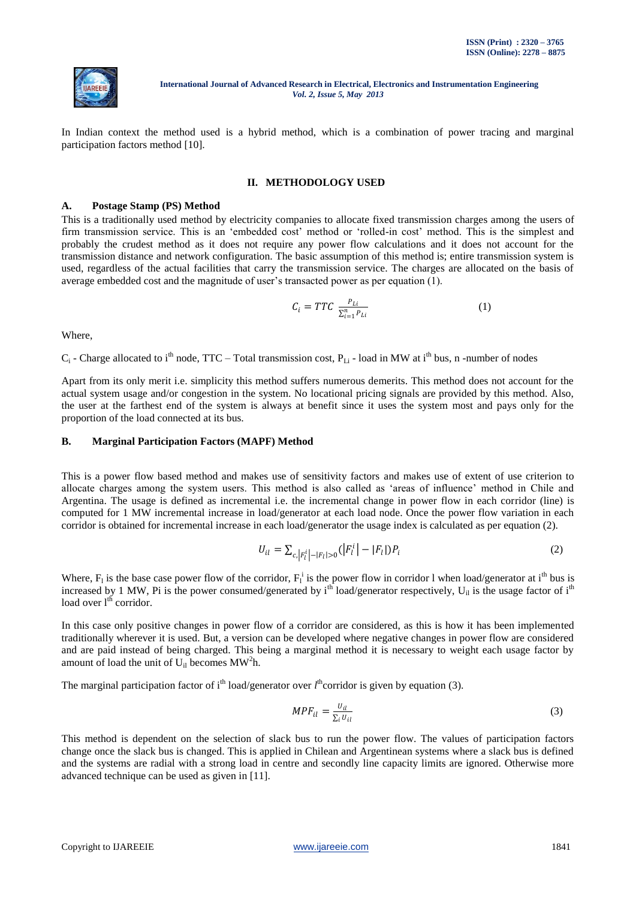In Indian context the method used is a hybrid method, which is a combination of power tracing and marginal participation factors method [10].

## II. METHODOLOGY USED

### A. Postage Stamp (PS) Method

This is a traditionally used method by electricity companies to allocate fixed transmission charges among the users of firm transmission service. This is an 'embedded cost' method or 'rolled-in cost' method. This is the simplest and probably the crudest method as it does not require any power flow calculations and it does not account for the transmission distance and network configuration. The basic assumption of this method is; entire transmission system is used, regardless of the actual facilities that carry the transmission service. The charges are allocated on the basis of average embedded cost and the magnitude of user's transacted power as per equation (1).

$$C_i = TTC \; \frac{P_{Li}}{\sum_{i=1}^{n} P_{Li}} \tag{1}$$

Where,

$C_i$ - Charge allocated to i[th] node, TTC – Total transmission cost, $P_{Li}$ - load in MW at i[th] bus, n -number of nodes

Apart from its only merit i.e. simplicity this method suffers numerous demerits. This method does not account for the actual system usage and/or congestion in the system. No locational pricing signals are provided by this method. Also, the user at the farthest end of the system is always at benefit since it uses the system most and pays only for the proportion of the load connected at its bus.

### B. Marginal Participation Factors (MAPF) Method

This is a power flow based method and makes use of sensitivity factors and makes use of extent of use criterion to allocate charges among the system users. This method is also called as 'areas of influence' method in Chile and Argentina. The usage is defined as incremental i.e. the incremental change in power flow in each corridor (line) is computed for 1 MW incremental increase in load/generator at each load node. Once the power flow variation in each corridor is obtained for incremental increase in each load/generator the usage index is calculated as per equation (2).

$$U_{il} = \sum_{c, \left|F_l^i\right| - |F_l| > 0} \left(\left|F_l^i\right| - |F_l|\right) P_i \tag{2}$$

Where, $F_l$ is the base case power flow of the corridor, $F_l^i$ is the power flow in corridor l when load/generator at i[th] bus is increased by 1 MW, Pi is the power consumed/generated by i[th] load/generator respectively, $U_{il}$ is the usage factor of i[th] load over l[th] corridor.

In this case only positive changes in power flow of a corridor are considered, as this is how it has been implemented traditionally wherever it is used. But, a version can be developed where negative changes in power flow are considered and are paid instead of being charged. This being a marginal method it is necessary to weight each usage factor by amount of load the unit of $U_{il}$ becomes $MW^2h$.

The marginal participation factor of i[th] load/generator over *l*[th]corridor is given by equation (3).

$$MPF_{il} = \frac{U_{il}}{\sum_i U_{il}} \tag{3}$$

This method is dependent on the selection of slack bus to run the power flow. The values of participation factors change once the slack bus is changed. This is applied in Chilean and Argentinean systems where a slack bus is defined and the systems are radial with a strong load in centre and secondly line capacity limits are ignored. Otherwise more advanced technique can be used as given in [11].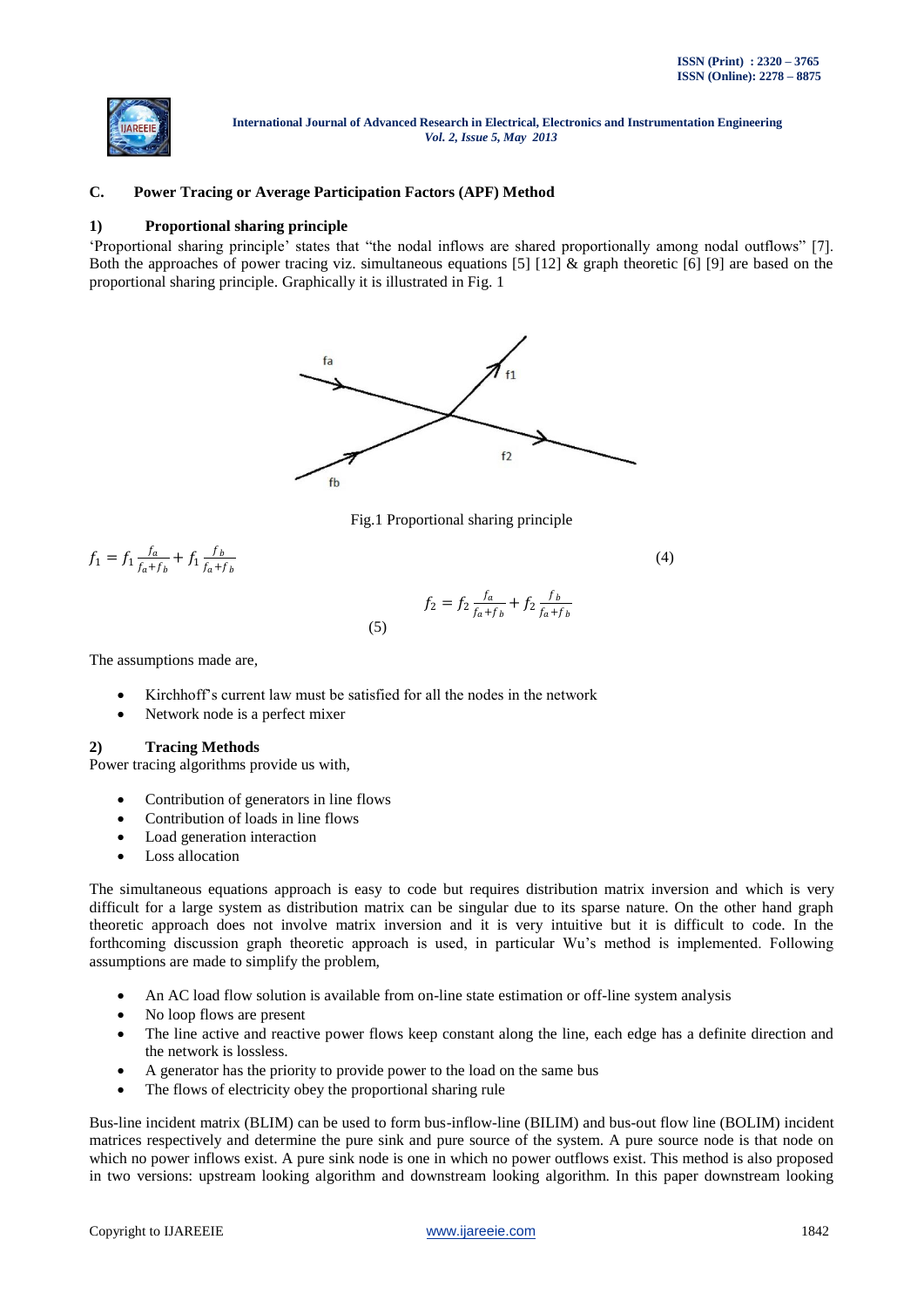### C. Power Tracing or Average Participation Factors (APF) Method

#### 1) Proportional sharing principle

'Proportional sharing principle' states that "the nodal inflows are shared proportionally among nodal outflows" [7]. Both the approaches of power tracing viz. simultaneous equations [5] [12] & graph theoretic [6] [9] are based on the proportional sharing principle. Graphically it is illustrated in Fig. 1

Fig.1 Proportional sharing principle

$$f_1 = f_1 \frac{f_a}{f_a+f_b} + f_1 \frac{f_b}{f_a+f_b} \quad (4)$$

$$f_2 = f_2 \frac{f_a}{f_a+f_b} + f_2 \frac{f_b}{f_a+f_b} \quad (5)$$

The assumptions made are,

- Kirchhoff's current law must be satisfied for all the nodes in the network
- Network node is a perfect mixer

#### 2) Tracing Methods

Power tracing algorithms provide us with,

- Contribution of generators in line flows
- Contribution of loads in line flows
- Load generation interaction
- Loss allocation

The simultaneous equations approach is easy to code but requires distribution matrix inversion and which is very difficult for a large system as distribution matrix can be singular due to its sparse nature. On the other hand graph theoretic approach does not involve matrix inversion and it is very intuitive but it is difficult to code. In the forthcoming discussion graph theoretic approach is used, in particular Wu's method is implemented. Following assumptions are made to simplify the problem,

- An AC load flow solution is available from on-line state estimation or off-line system analysis
- No loop flows are present
- The line active and reactive power flows keep constant along the line, each edge has a definite direction and the network is lossless.
- A generator has the priority to provide power to the load on the same bus
- The flows of electricity obey the proportional sharing rule

Bus-line incident matrix (BLIM) can be used to form bus-inflow-line (BILIM) and bus-out flow line (BOLIM) incident matrices respectively and determine the pure sink and pure source of the system. A pure source node is that node on which no power inflows exist. A pure sink node is one in which no power outflows exist. This method is also proposed in two versions: upstream looking algorithm and downstream looking algorithm. In this paper downstream looking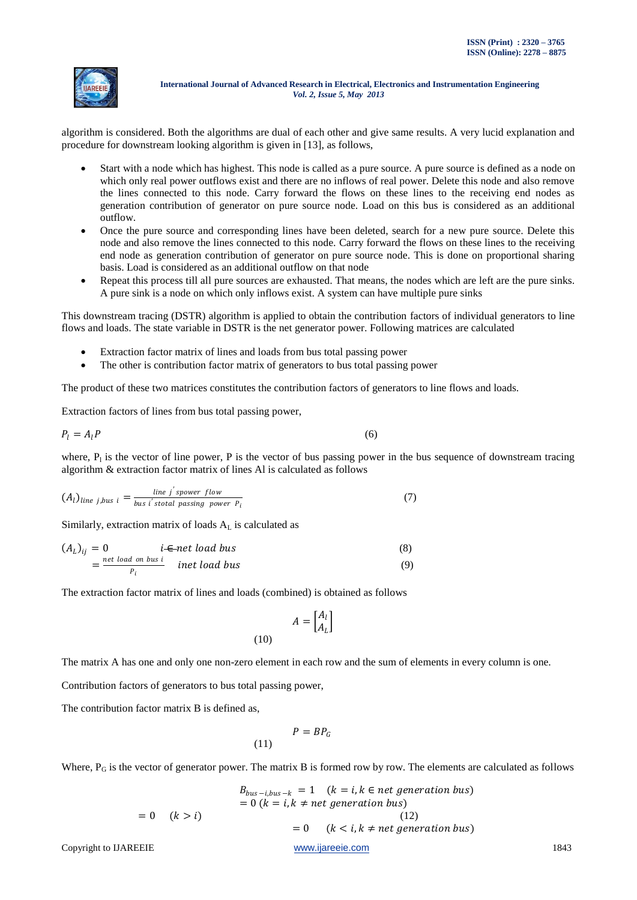algorithm is considered. Both the algorithms are dual of each other and give same results. A very lucid explanation and procedure for downstream looking algorithm is given in [13], as follows,

- Start with a node which has highest. This node is called as a pure source. A pure source is defined as a node on which only real power outflows exist and there are no inflows of real power. Delete this node and also remove the lines connected to this node. Carry forward the flows on these lines to the receiving end nodes as generation contribution of generator on pure source node. Load on this bus is considered as an additional outflow.
- Once the pure source and corresponding lines have been deleted, search for a new pure source. Delete this node and also remove the lines connected to this node. Carry forward the flows on these lines to the receiving end node as generation contribution of generator on pure source node. This is done on proportional sharing basis. Load is considered as an additional outflow on that node
- Repeat this process till all pure sources are exhausted. That means, the nodes which are left are the pure sinks. A pure sink is a node on which only inflows exist. A system can have multiple pure sinks

This downstream tracing (DSTR) algorithm is applied to obtain the contribution factors of individual generators to line flows and loads. The state variable in DSTR is the net generator power. Following matrices are calculated

- Extraction factor matrix of lines and loads from bus total passing power
- The other is contribution factor matrix of generators to bus total passing power

The product of these two matrices constitutes the contribution factors of generators to line flows and loads.

Extraction factors of lines from bus total passing power,

$$P_l = A_l P \tag{6}$$

where, $P_l$ is the vector of line power, P is the vector of bus passing power in the bus sequence of downstream tracing algorithm & extraction factor matrix of lines Al is calculated as follows

$$(A_l)_{line\ j, bus\ i} = \frac{line\ j'spower\ flow}{bus\ i'stotal\ passing\ power\ P_i} \tag{7}$$

Similarly, extraction matrix of loads $A_L$ is calculated as

$$(A_L)_{ij} = 0 \qquad i \notin net\ load\ bus \tag{8}$$

$$= \frac{net\ load\ on\ bus\ i}{P_i} \qquad i net\ load\ bus \tag{9}$$

The extraction factor matrix of lines and loads (combined) is obtained as follows

$$A = \begin{bmatrix} A_l \\ A_L \end{bmatrix} \tag{10}$$

The matrix A has one and only one non-zero element in each row and the sum of elements in every column is one.

Contribution factors of generators to bus total passing power,

The contribution factor matrix B is defined as,

$$P = BP_G \tag{11}$$

Where, $P_G$ is the vector of generator power. The matrix B is formed row by row. The elements are calculated as follows

$$B_{bus-i, bus-k} = 1 \quad (k = i, k \in net\ generation\ bus)$$
$$= 0\ (k = i, k \neq net\ generation\ bus)$$
$$= 0 \quad (k > i) \tag{12}$$
$$= 0 \quad (k < i, k \neq net\ generation\ bus)$$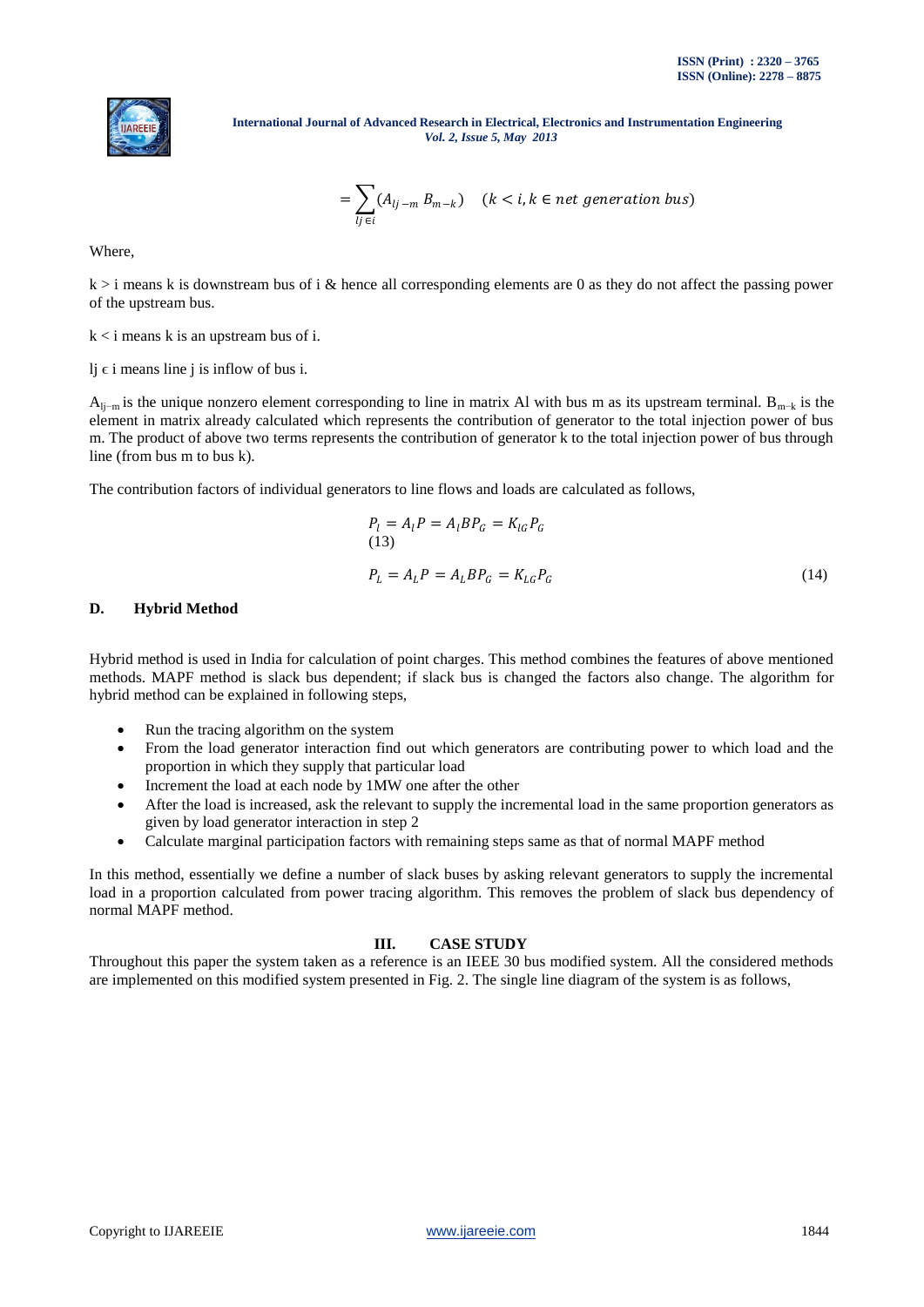$$= \sum_{lj \in i} (A_{lj-m} \, B_{m-k}) \quad (k < i, k \in net \; generation \; bus)$$

Where,

k > i means k is downstream bus of i & hence all corresponding elements are 0 as they do not affect the passing power of the upstream bus.

k < i means k is an upstream bus of i.

lj ϵ i means line j is inflow of bus i.

$A_{lj-m}$ is the unique nonzero element corresponding to line in matrix Al with bus m as its upstream terminal. $B_{m-k}$ is the element in matrix already calculated which represents the contribution of generator to the total injection power of bus m. The product of above two terms represents the contribution of generator k to the total injection power of bus through line (from bus m to bus k).

The contribution factors of individual generators to line flows and loads are calculated as follows,

$$P_l = A_l P = A_l B P_G = K_{lG} P_G \quad (13)$$

$$P_L = A_L P = A_L B P_G = K_{LG} P_G \quad (14)$$

### D. Hybrid Method

Hybrid method is used in India for calculation of point charges. This method combines the features of above mentioned methods. MAPF method is slack bus dependent; if slack bus is changed the factors also change. The algorithm for hybrid method can be explained in following steps,

- Run the tracing algorithm on the system
- From the load generator interaction find out which generators are contributing power to which load and the proportion in which they supply that particular load
- Increment the load at each node by 1MW one after the other
- After the load is increased, ask the relevant to supply the incremental load in the same proportion generators as given by load generator interaction in step 2
- Calculate marginal participation factors with remaining steps same as that of normal MAPF method

In this method, essentially we define a number of slack buses by asking relevant generators to supply the incremental load in a proportion calculated from power tracing algorithm. This removes the problem of slack bus dependency of normal MAPF method.

## III. CASE STUDY

Throughout this paper the system taken as a reference is an IEEE 30 bus modified system. All the considered methods are implemented on this modified system presented in Fig. 2. The single line diagram of the system is as follows,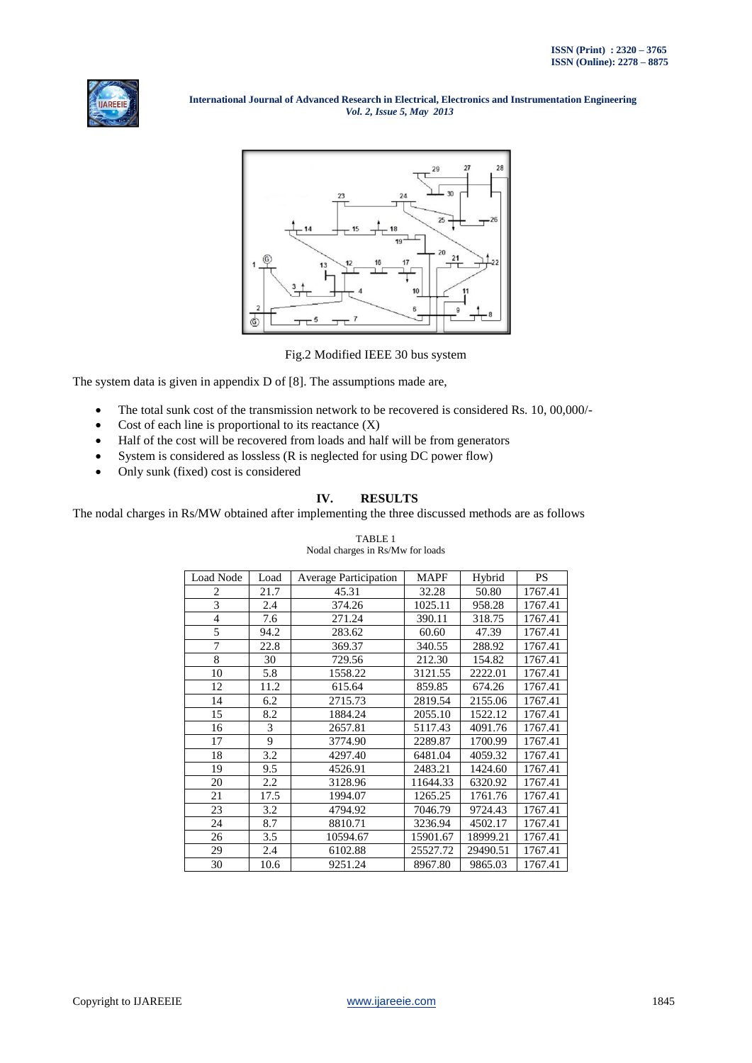Fig.2 Modified IEEE 30 bus system

The system data is given in appendix D of [8]. The assumptions made are,

- The total sunk cost of the transmission network to be recovered is considered Rs. 10, 00,000/-
- Cost of each line is proportional to its reactance (X)
- Half of the cost will be recovered from loads and half will be from generators
- System is considered as lossless (R is neglected for using DC power flow)
- Only sunk (fixed) cost is considered

## IV. RESULTS

The nodal charges in Rs/MW obtained after implementing the three discussed methods are as follows

TABLE 1
Nodal charges in Rs/Mw for loads

| Load Node | Load | Average Participation | MAPF | Hybrid | PS |
|---|---|---|---|---|---|
| 2 | 21.7 | 45.31 | 32.28 | 50.80 | 1767.41 |
| 3 | 2.4 | 374.26 | 1025.11 | 958.28 | 1767.41 |
| 4 | 7.6 | 271.24 | 390.11 | 318.75 | 1767.41 |
| 5 | 94.2 | 283.62 | 60.60 | 47.39 | 1767.41 |
| 7 | 22.8 | 369.37 | 340.55 | 288.92 | 1767.41 |
| 8 | 30 | 729.56 | 212.30 | 154.82 | 1767.41 |
| 10 | 5.8 | 1558.22 | 3121.55 | 2222.01 | 1767.41 |
| 12 | 11.2 | 615.64 | 859.85 | 674.26 | 1767.41 |
| 14 | 6.2 | 2715.73 | 2819.54 | 2155.06 | 1767.41 |
| 15 | 8.2 | 1884.24 | 2055.10 | 1522.12 | 1767.41 |
| 16 | 3 | 2657.81 | 5117.43 | 4091.76 | 1767.41 |
| 17 | 9 | 3774.90 | 2289.87 | 1700.99 | 1767.41 |
| 18 | 3.2 | 4297.40 | 6481.04 | 4059.32 | 1767.41 |
| 19 | 9.5 | 4526.91 | 2483.21 | 1424.60 | 1767.41 |
| 20 | 2.2 | 3128.96 | 11644.33 | 6320.92 | 1767.41 |
| 21 | 17.5 | 1994.07 | 1265.25 | 1761.76 | 1767.41 |
| 23 | 3.2 | 4794.92 | 7046.79 | 9724.43 | 1767.41 |
| 24 | 8.7 | 8810.71 | 3236.94 | 4502.17 | 1767.41 |
| 26 | 3.5 | 10594.67 | 15901.67 | 18999.21 | 1767.41 |
| 29 | 2.4 | 6102.88 | 25527.72 | 29490.51 | 1767.41 |
| 30 | 10.6 | 9251.24 | 8967.80 | 9865.03 | 1767.41 |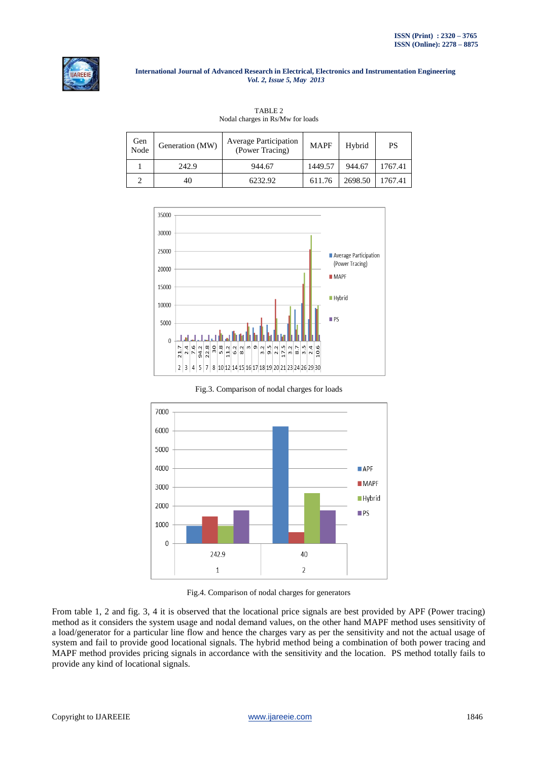TABLE 2
Nodal charges in Rs/Mw for loads

| Gen Node | Generation (MW) | Average Participation (Power Tracing) | MAPF | Hybrid | PS |
|---|---|---|---|---|---|
| 1 | 242.9 | 944.67 | 1449.57 | 944.67 | 1767.41 |
| 2 | 40 | 6232.92 | 611.76 | 2698.50 | 1767.41 |

Fig.3. Comparison of nodal charges for loads

Fig.4. Comparison of nodal charges for generators

From table 1, 2 and fig. 3, 4 it is observed that the locational price signals are best provided by APF (Power tracing) method as it considers the system usage and nodal demand values, on the other hand MAPF method uses sensitivity of a load/generator for a particular line flow and hence the charges vary as per the sensitivity and not the actual usage of system and fail to provide good locational signals. The hybrid method being a combination of both power tracing and MAPF method provides pricing signals in accordance with the sensitivity and the location. PS method totally fails to provide any kind of locational signals.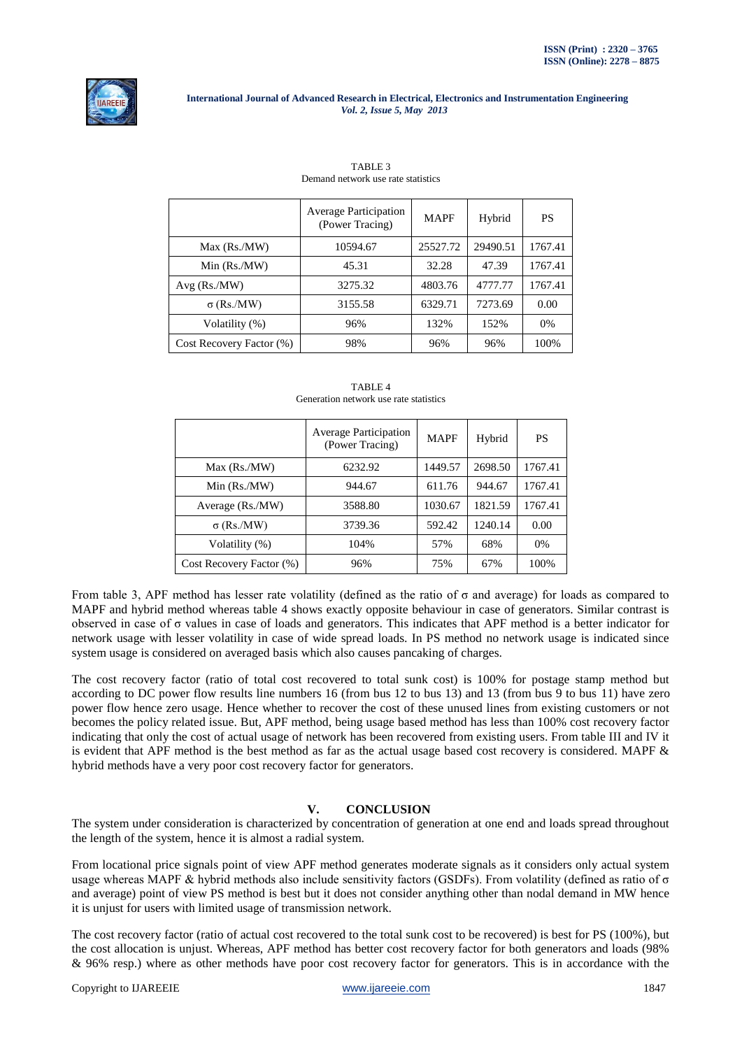TABLE 3
Demand network use rate statistics

| | Average Participation (Power Tracing) | MAPF | Hybrid | PS |
|---|---|---|---|---|
| Max (Rs./MW) | 10594.67 | 25527.72 | 29490.51 | 1767.41 |
| Min (Rs./MW) | 45.31 | 32.28 | 47.39 | 1767.41 |
| Avg (Rs./MW) | 3275.32 | 4803.76 | 4777.77 | 1767.41 |
| σ (Rs./MW) | 3155.58 | 6329.71 | 7273.69 | 0.00 |
| Volatility (%) | 96% | 132% | 152% | 0% |
| Cost Recovery Factor (%) | 98% | 96% | 96% | 100% |

TABLE 4
Generation network use rate statistics

| | Average Participation (Power Tracing) | MAPF | Hybrid | PS |
|---|---|---|---|---|
| Max (Rs./MW) | 6232.92 | 1449.57 | 2698.50 | 1767.41 |
| Min (Rs./MW) | 944.67 | 611.76 | 944.67 | 1767.41 |
| Average (Rs./MW) | 3588.80 | 1030.67 | 1821.59 | 1767.41 |
| σ (Rs./MW) | 3739.36 | 592.42 | 1240.14 | 0.00 |
| Volatility (%) | 104% | 57% | 68% | 0% |
| Cost Recovery Factor (%) | 96% | 75% | 67% | 100% |

From table 3, APF method has lesser rate volatility (defined as the ratio of σ and average) for loads as compared to MAPF and hybrid method whereas table 4 shows exactly opposite behaviour in case of generators. Similar contrast is observed in case of σ values in case of loads and generators. This indicates that APF method is a better indicator for network usage with lesser volatility in case of wide spread loads. In PS method no network usage is indicated since system usage is considered on averaged basis which also causes pancaking of charges.

The cost recovery factor (ratio of total cost recovered to total sunk cost) is 100% for postage stamp method but according to DC power flow results line numbers 16 (from bus 12 to bus 13) and 13 (from bus 9 to bus 11) have zero power flow hence zero usage. Hence whether to recover the cost of these unused lines from existing customers or not becomes the policy related issue. But, APF method, being usage based method has less than 100% cost recovery factor indicating that only the cost of actual usage of network has been recovered from existing users. From table III and IV it is evident that APF method is the best method as far as the actual usage based cost recovery is considered. MAPF & hybrid methods have a very poor cost recovery factor for generators.

## V. CONCLUSION

The system under consideration is characterized by concentration of generation at one end and loads spread throughout the length of the system, hence it is almost a radial system.

From locational price signals point of view APF method generates moderate signals as it considers only actual system usage whereas MAPF & hybrid methods also include sensitivity factors (GSDFs). From volatility (defined as ratio of σ and average) point of view PS method is best but it does not consider anything other than nodal demand in MW hence it is unjust for users with limited usage of transmission network.

The cost recovery factor (ratio of actual cost recovered to the total sunk cost to be recovered) is best for PS (100%), but the cost allocation is unjust. Whereas, APF method has better cost recovery factor for both generators and loads (98% & 96% resp.) where as other methods have poor cost recovery factor for generators. This is in accordance with the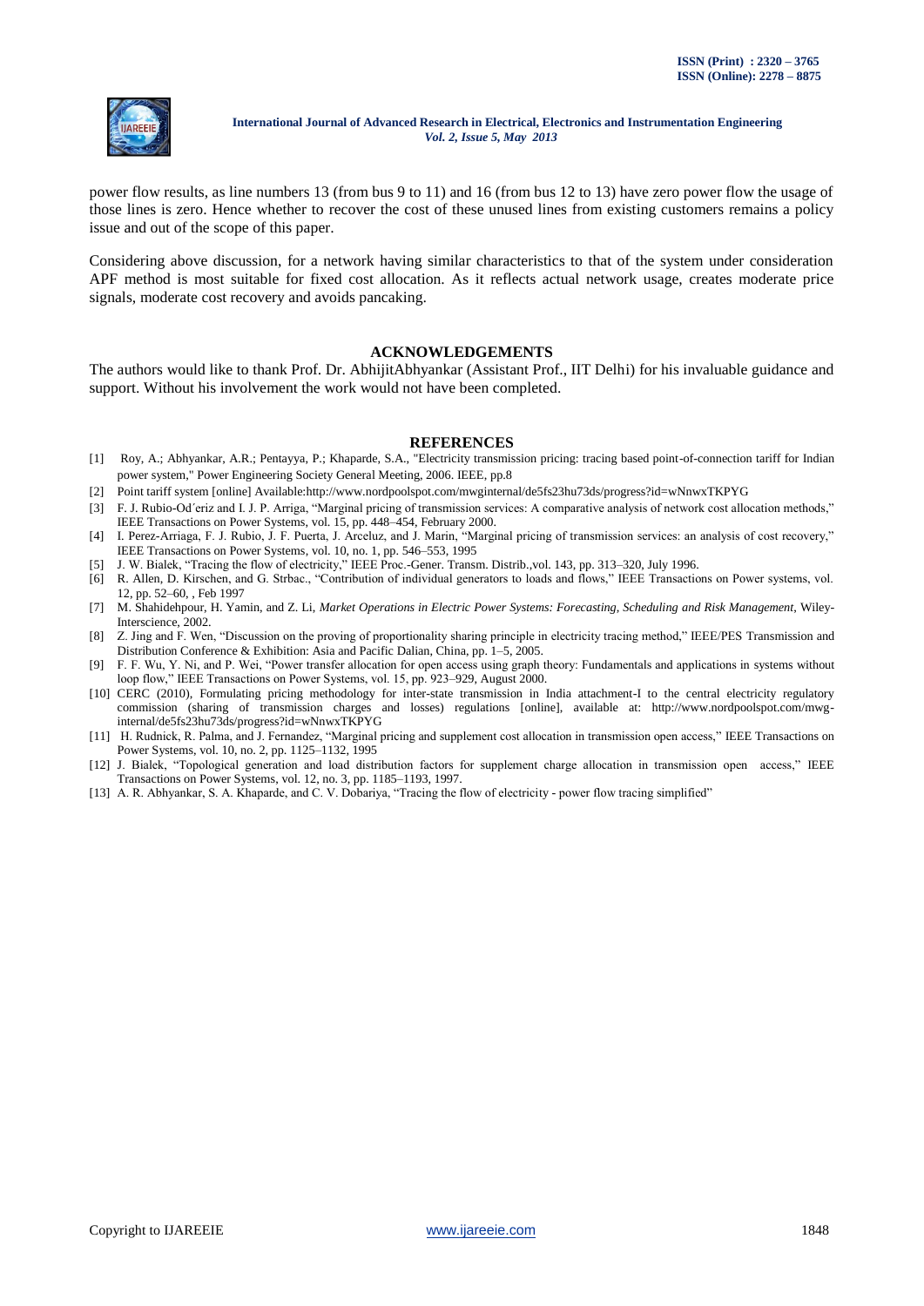power flow results, as line numbers 13 (from bus 9 to 11) and 16 (from bus 12 to 13) have zero power flow the usage of those lines is zero. Hence whether to recover the cost of these unused lines from existing customers remains a policy issue and out of the scope of this paper.

Considering above discussion, for a network having similar characteristics to that of the system under consideration APF method is most suitable for fixed cost allocation. As it reflects actual network usage, creates moderate price signals, moderate cost recovery and avoids pancaking.

## ACKNOWLEDGEMENTS

The authors would like to thank Prof. Dr. AbhijitAbhyankar (Assistant Prof., IIT Delhi) for his invaluable guidance and support. Without his involvement the work would not have been completed.

## REFERENCES

[1] Roy, A.; Abhyankar, A.R.; Pentayya, P.; Khaparde, S.A., "Electricity transmission pricing: tracing based point-of-connection tariff for Indian power system," Power Engineering Society General Meeting, 2006. IEEE, pp.8

[2] Point tariff system [online] Available:http://www.nordpoolspot.com/mwginternal/de5fs23hu73ds/progress?id=wNnwxTKPYG

[3] F. J. Rubio-Od´eriz and I. J. P. Arriga, "Marginal pricing of transmission services: A comparative analysis of network cost allocation methods," IEEE Transactions on Power Systems, vol. 15, pp. 448–454, February 2000.

[4] I. Perez-Arriaga, F. J. Rubio, J. F. Puerta, J. Arceluz, and J. Marin, "Marginal pricing of transmission services: an analysis of cost recovery," IEEE Transactions on Power Systems, vol. 10, no. 1, pp. 546–553, 1995

[5] J. W. Bialek, "Tracing the flow of electricity," IEEE Proc.-Gener. Transm. Distrib.,vol. 143, pp. 313–320, July 1996.

[6] R. Allen, D. Kirschen, and G. Strbac., "Contribution of individual generators to loads and flows," IEEE Transactions on Power systems, vol. 12, pp. 52–60, , Feb 1997

[7] M. Shahidehpour, H. Yamin, and Z. Li, *Market Operations in Electric Power Systems: Forecasting, Scheduling and Risk Management*, Wiley-Interscience, 2002.

[8] Z. Jing and F. Wen, "Discussion on the proving of proportionality sharing principle in electricity tracing method," IEEE/PES Transmission and Distribution Conference & Exhibition: Asia and Pacific Dalian, China, pp. 1–5, 2005.

[9] F. F. Wu, Y. Ni, and P. Wei, "Power transfer allocation for open access using graph theory: Fundamentals and applications in systems without loop flow," IEEE Transactions on Power Systems, vol. 15, pp. 923–929, August 2000.

[10] CERC (2010), Formulating pricing methodology for inter-state transmission in India attachment-I to the central electricity regulatory commission (sharing of transmission charges and losses) regulations [online], available at: http://www.nordpoolspot.com/mwg-internal/de5fs23hu73ds/progress?id=wNnwxTKPYG

[11] H. Rudnick, R. Palma, and J. Fernandez, "Marginal pricing and supplement cost allocation in transmission open access," IEEE Transactions on Power Systems, vol. 10, no. 2, pp. 1125–1132, 1995

[12] J. Bialek, "Topological generation and load distribution factors for supplement charge allocation in transmission open access," IEEE Transactions on Power Systems, vol. 12, no. 3, pp. 1185–1193, 1997.

[13] A. R. Abhyankar, S. A. Khaparde, and C. V. Dobariya, "Tracing the flow of electricity - power flow tracing simplified"